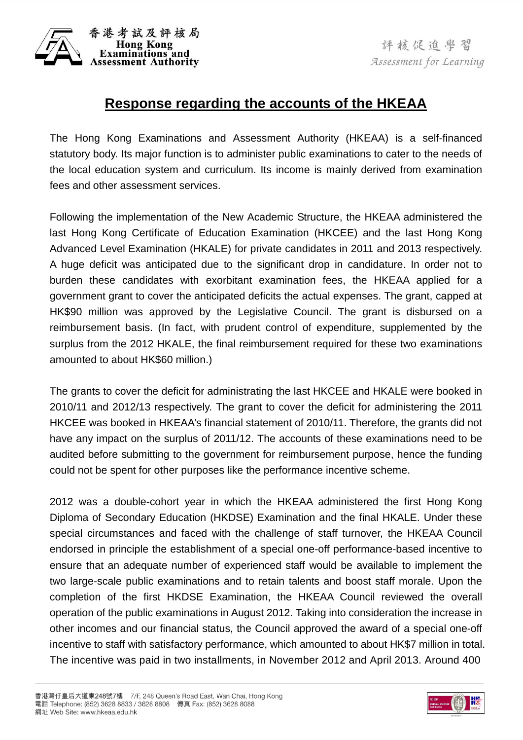# Response regarding the accounts of the HKEAA

The Hong Kong Examinations and Assessment Authority (HKEAA) is a self-financed statutory body. Its major function is to administer public examinations to cater to the needs of the local education system and curriculum. Its income is mainly derived from examination fees and other assessment services.

Following the implementation of the New Academic Structure, the HKEAA administered the last Hong Kong Certificate of Education Examination (HKCEE) and the last Hong Kong Advanced Level Examination (HKALE) for private candidates in 2011 and 2013 respectively. A huge deficit was anticipated due to the significant drop in candidature. In order not to burden these candidates with exorbitant examination fees, the HKEAA applied for a government grant to cover the anticipated deficits the actual expenses. The grant, capped at HK$90 million was approved by the Legislative Council. The grant is disbursed on a reimbursement basis. (In fact, with prudent control of expenditure, supplemented by the surplus from the 2012 HKALE, the final reimbursement required for these two examinations amounted to about HK$60 million.)

The grants to cover the deficit for administrating the last HKCEE and HKALE were booked in 2010/11 and 2012/13 respectively. The grant to cover the deficit for administering the 2011 HKCEE was booked in HKEAA's financial statement of 2010/11. Therefore, the grants did not have any impact on the surplus of 2011/12. The accounts of these examinations need to be audited before submitting to the government for reimbursement purpose, hence the funding could not be spent for other purposes like the performance incentive scheme.

2012 was a double-cohort year in which the HKEAA administered the first Hong Kong Diploma of Secondary Education (HKDSE) Examination and the final HKALE. Under these special circumstances and faced with the challenge of staff turnover, the HKEAA Council endorsed in principle the establishment of a special one-off performance-based incentive to ensure that an adequate number of experienced staff would be available to implement the two large-scale public examinations and to retain talents and boost staff morale. Upon the completion of the first HKDSE Examination, the HKEAA Council reviewed the overall operation of the public examinations in August 2012. Taking into consideration the increase in other incomes and our financial status, the Council approved the award of a special one-off incentive to staff with satisfactory performance, which amounted to about HK$7 million in total. The incentive was paid in two installments, in November 2012 and April 2013. Around 400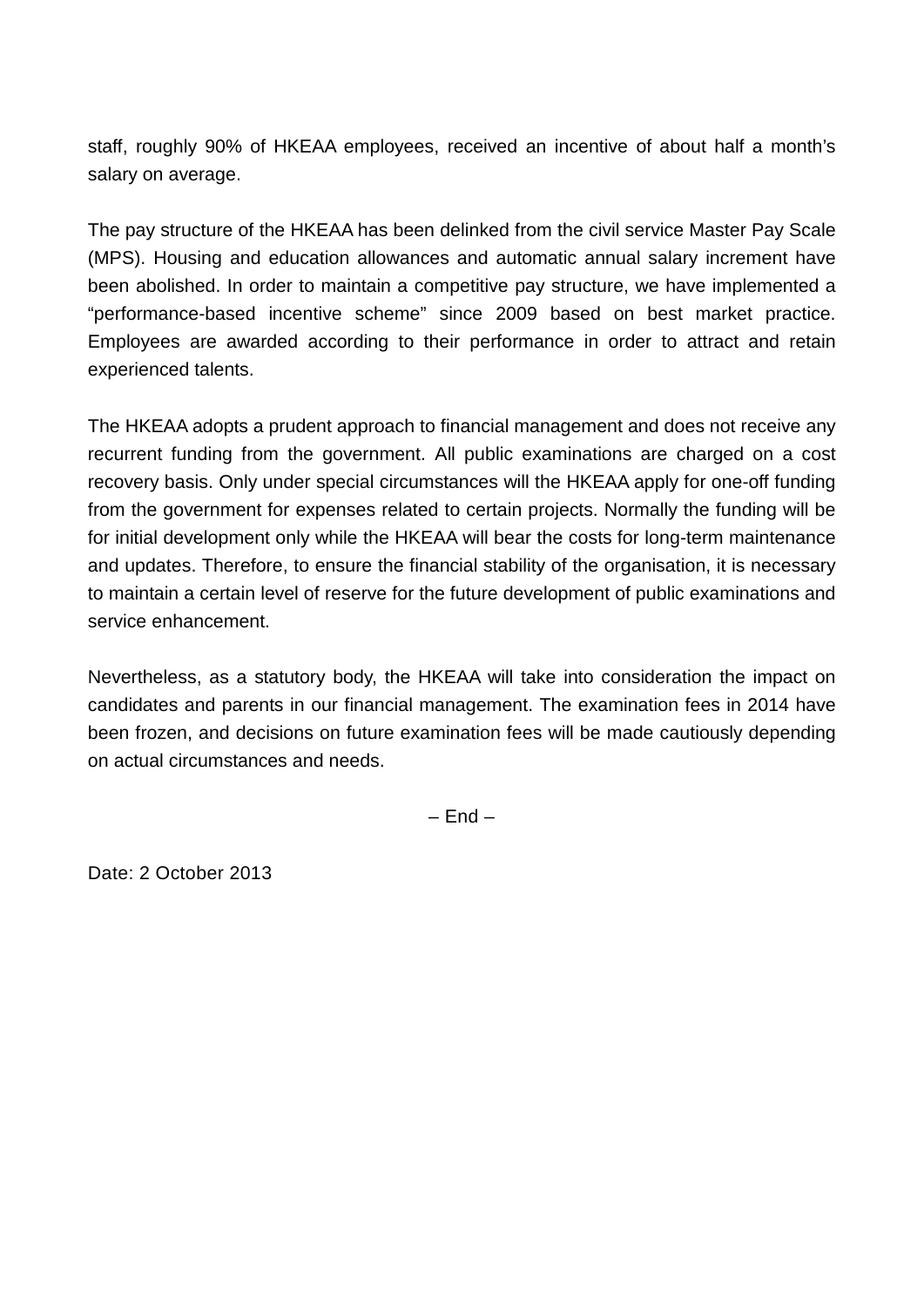staff, roughly 90% of HKEAA employees, received an incentive of about half a month's salary on average.

The pay structure of the HKEAA has been delinked from the civil service Master Pay Scale (MPS). Housing and education allowances and automatic annual salary increment have been abolished. In order to maintain a competitive pay structure, we have implemented a "performance-based incentive scheme" since 2009 based on best market practice. Employees are awarded according to their performance in order to attract and retain experienced talents.

The HKEAA adopts a prudent approach to financial management and does not receive any recurrent funding from the government. All public examinations are charged on a cost recovery basis. Only under special circumstances will the HKEAA apply for one-off funding from the government for expenses related to certain projects. Normally the funding will be for initial development only while the HKEAA will bear the costs for long-term maintenance and updates. Therefore, to ensure the financial stability of the organisation, it is necessary to maintain a certain level of reserve for the future development of public examinations and service enhancement.

Nevertheless, as a statutory body, the HKEAA will take into consideration the impact on candidates and parents in our financial management. The examination fees in 2014 have been frozen, and decisions on future examination fees will be made cautiously depending on actual circumstances and needs.

– End –

Date: 2 October 2013